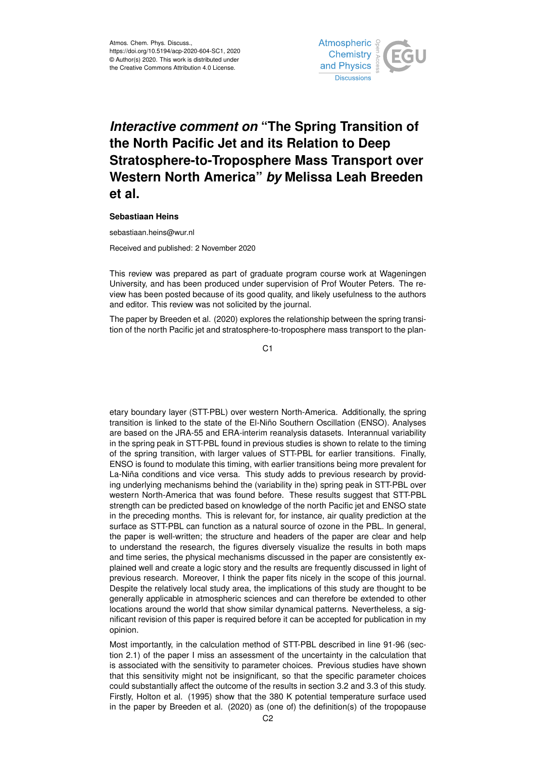Atmos. Chem. Phys. Discuss.,
https://doi.org/10.5194/acp-2020-604-SC1, 2020
© Author(s) 2020. This work is distributed under
the Creative Commons Attribution 4.0 License.

# *Interactive comment on* "The Spring Transition of the North Pacific Jet and its Relation to Deep Stratosphere-to-Troposphere Mass Transport over Western North America" *by* Melissa Leah Breeden et al.

**Sebastiaan Heins**

sebastiaan.heins@wur.nl

Received and published: 2 November 2020

This review was prepared as part of graduate program course work at Wageningen University, and has been produced under supervision of Prof Wouter Peters. The review has been posted because of its good quality, and likely usefulness to the authors and editor. This review was not solicited by the journal.

The paper by Breeden et al. (2020) explores the relationship between the spring transition of the north Pacific jet and stratosphere-to-troposphere mass transport to the planetary boundary layer (STT-PBL) over western North-America. Additionally, the spring transition is linked to the state of the El-Niño Southern Oscillation (ENSO). Analyses are based on the JRA-55 and ERA-interim reanalysis datasets. Interannual variability in the spring peak in STT-PBL found in previous studies is shown to relate to the timing of the spring transition, with larger values of STT-PBL for earlier transitions. Finally, ENSO is found to modulate this timing, with earlier transitions being more prevalent for La-Niña conditions and vice versa. This study adds to previous research by providing underlying mechanisms behind the (variability in the) spring peak in STT-PBL over western North-America that was found before. These results suggest that STT-PBL strength can be predicted based on knowledge of the north Pacific jet and ENSO state in the preceding months. This is relevant for, for instance, air quality prediction at the surface as STT-PBL can function as a natural source of ozone in the PBL. In general, the paper is well-written; the structure and headers of the paper are clear and help to understand the research, the figures diversely visualize the results in both maps and time series, the physical mechanisms discussed in the paper are consistently explained well and create a logic story and the results are frequently discussed in light of previous research. Moreover, I think the paper fits nicely in the scope of this journal. Despite the relatively local study area, the implications of this study are thought to be generally applicable in atmospheric sciences and can therefore be extended to other locations around the world that show similar dynamical patterns. Nevertheless, a significant revision of this paper is required before it can be accepted for publication in my opinion.

Most importantly, in the calculation method of STT-PBL described in line 91-96 (section 2.1) of the paper I miss an assessment of the uncertainty in the calculation that is associated with the sensitivity to parameter choices. Previous studies have shown that this sensitivity might not be insignificant, so that the specific parameter choices could substantially affect the outcome of the results in section 3.2 and 3.3 of this study. Firstly, Holton et al. (1995) show that the 380 K potential temperature surface used in the paper by Breeden et al. (2020) as (one of) the definition(s) of the tropopause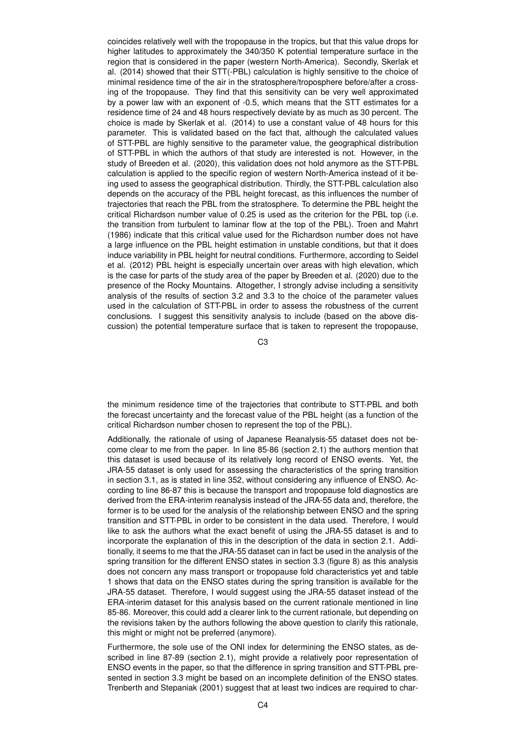coincides relatively well with the tropopause in the tropics, but that this value drops for higher latitudes to approximately the 340/350 K potential temperature surface in the region that is considered in the paper (western North-America). Secondly, Skerlak et al. (2014) showed that their STT(-PBL) calculation is highly sensitive to the choice of minimal residence time of the air in the stratosphere/troposphere before/after a crossing of the tropopause. They find that this sensitivity can be very well approximated by a power law with an exponent of -0.5, which means that the STT estimates for a residence time of 24 and 48 hours respectively deviate by as much as 30 percent. The choice is made by Skerlak et al. (2014) to use a constant value of 48 hours for this parameter. This is validated based on the fact that, although the calculated values of STT-PBL are highly sensitive to the parameter value, the geographical distribution of STT-PBL in which the authors of that study are interested is not. However, in the study of Breeden et al. (2020), this validation does not hold anymore as the STT-PBL calculation is applied to the specific region of western North-America instead of it being used to assess the geographical distribution. Thirdly, the STT-PBL calculation also depends on the accuracy of the PBL height forecast, as this influences the number of trajectories that reach the PBL from the stratosphere. To determine the PBL height the critical Richardson number value of 0.25 is used as the criterion for the PBL top (i.e. the transition from turbulent to laminar flow at the top of the PBL). Troen and Mahrt (1986) indicate that this critical value used for the Richardson number does not have a large influence on the PBL height estimation in unstable conditions, but that it does induce variability in PBL height for neutral conditions. Furthermore, according to Seidel et al. (2012) PBL height is especially uncertain over areas with high elevation, which is the case for parts of the study area of the paper by Breeden et al. (2020) due to the presence of the Rocky Mountains. Altogether, I strongly advise including a sensitivity analysis of the results of section 3.2 and 3.3 to the choice of the parameter values used in the calculation of STT-PBL in order to assess the robustness of the current conclusions. I suggest this sensitivity analysis to include (based on the above discussion) the potential temperature surface that is taken to represent the tropopause, the minimum residence time of the trajectories that contribute to STT-PBL and both the forecast uncertainty and the forecast value of the PBL height (as a function of the critical Richardson number chosen to represent the top of the PBL).

Additionally, the rationale of using of Japanese Reanalysis-55 dataset does not become clear to me from the paper. In line 85-86 (section 2.1) the authors mention that this dataset is used because of its relatively long record of ENSO events. Yet, the JRA-55 dataset is only used for assessing the characteristics of the spring transition in section 3.1, as is stated in line 352, without considering any influence of ENSO. According to line 86-87 this is because the transport and tropopause fold diagnostics are derived from the ERA-interim reanalysis instead of the JRA-55 data and, therefore, the former is to be used for the analysis of the relationship between ENSO and the spring transition and STT-PBL in order to be consistent in the data used. Therefore, I would like to ask the authors what the exact benefit of using the JRA-55 dataset is and to incorporate the explanation of this in the description of the data in section 2.1. Additionally, it seems to me that the JRA-55 dataset can in fact be used in the analysis of the spring transition for the different ENSO states in section 3.3 (figure 8) as this analysis does not concern any mass transport or tropopause fold characteristics yet and table 1 shows that data on the ENSO states during the spring transition is available for the JRA-55 dataset. Therefore, I would suggest using the JRA-55 dataset instead of the ERA-interim dataset for this analysis based on the current rationale mentioned in line 85-86. Moreover, this could add a clearer link to the current rationale, but depending on the revisions taken by the authors following the above question to clarify this rationale, this might or might not be preferred (anymore).

Furthermore, the sole use of the ONI index for determining the ENSO states, as described in line 87-89 (section 2.1), might provide a relatively poor representation of ENSO events in the paper, so that the difference in spring transition and STT-PBL presented in section 3.3 might be based on an incomplete definition of the ENSO states. Trenberth and Stepaniak (2001) suggest that at least two indices are required to char-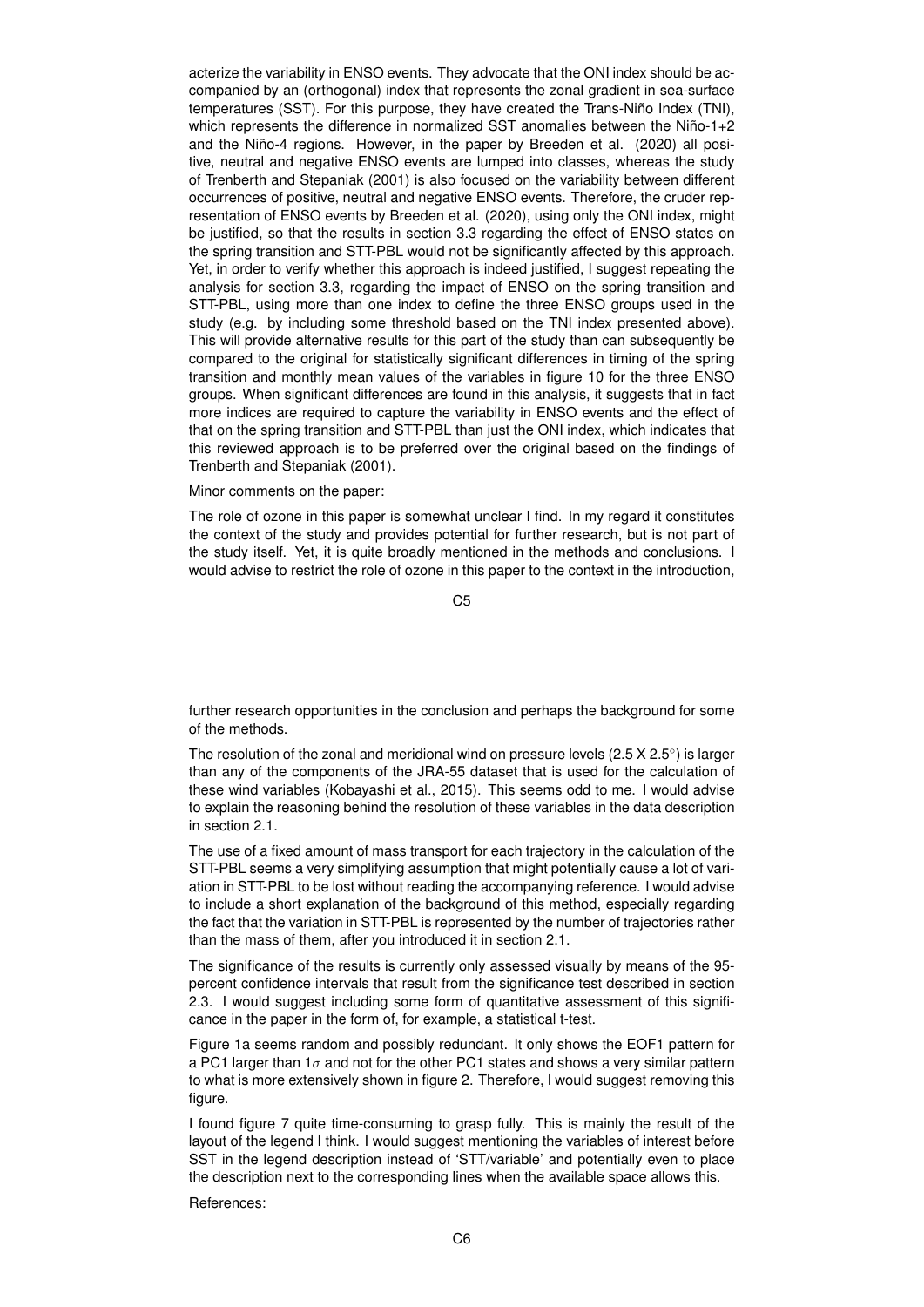acterize the variability in ENSO events. They advocate that the ONI index should be accompanied by an (orthogonal) index that represents the zonal gradient in sea-surface temperatures (SST). For this purpose, they have created the Trans-Niño Index (TNI), which represents the difference in normalized SST anomalies between the Niño-1+2 and the Niño-4 regions. However, in the paper by Breeden et al. (2020) all positive, neutral and negative ENSO events are lumped into classes, whereas the study of Trenberth and Stepaniak (2001) is also focused on the variability between different occurrences of positive, neutral and negative ENSO events. Therefore, the cruder representation of ENSO events by Breeden et al. (2020), using only the ONI index, might be justified, so that the results in section 3.3 regarding the effect of ENSO states on the spring transition and STT-PBL would not be significantly affected by this approach. Yet, in order to verify whether this approach is indeed justified, I suggest repeating the analysis for section 3.3, regarding the impact of ENSO on the spring transition and STT-PBL, using more than one index to define the three ENSO groups used in the study (e.g. by including some threshold based on the TNI index presented above). This will provide alternative results for this part of the study than can subsequently be compared to the original for statistically significant differences in timing of the spring transition and monthly mean values of the variables in figure 10 for the three ENSO groups. When significant differences are found in this analysis, it suggests that in fact more indices are required to capture the variability in ENSO events and the effect of that on the spring transition and STT-PBL than just the ONI index, which indicates that this reviewed approach is to be preferred over the original based on the findings of Trenberth and Stepaniak (2001).

Minor comments on the paper:

The role of ozone in this paper is somewhat unclear I find. In my regard it constitutes the context of the study and provides potential for further research, but is not part of the study itself. Yet, it is quite broadly mentioned in the methods and conclusions. I would advise to restrict the role of ozone in this paper to the context in the introduction, further research opportunities in the conclusion and perhaps the background for some of the methods.

The resolution of the zonal and meridional wind on pressure levels ($2.5 \times 2.5^{\circ}$) is larger than any of the components of the JRA-55 dataset that is used for the calculation of these wind variables (Kobayashi et al., 2015). This seems odd to me. I would advise to explain the reasoning behind the resolution of these variables in the data description in section 2.1.

The use of a fixed amount of mass transport for each trajectory in the calculation of the STT-PBL seems a very simplifying assumption that might potentially cause a lot of variation in STT-PBL to be lost without reading the accompanying reference. I would advise to include a short explanation of the background of this method, especially regarding the fact that the variation in STT-PBL is represented by the number of trajectories rather than the mass of them, after you introduced it in section 2.1.

The significance of the results is currently only assessed visually by means of the 95-percent confidence intervals that result from the significance test described in section 2.3. I would suggest including some form of quantitative assessment of this significance in the paper in the form of, for example, a statistical t-test.

Figure 1a seems random and possibly redundant. It only shows the EOF1 pattern for a PC1 larger than $1\sigma$ and not for the other PC1 states and shows a very similar pattern to what is more extensively shown in figure 2. Therefore, I would suggest removing this figure.

I found figure 7 quite time-consuming to grasp fully. This is mainly the result of the layout of the legend I think. I would suggest mentioning the variables of interest before SST in the legend description instead of 'STT/variable' and potentially even to place the description next to the corresponding lines when the available space allows this.

References: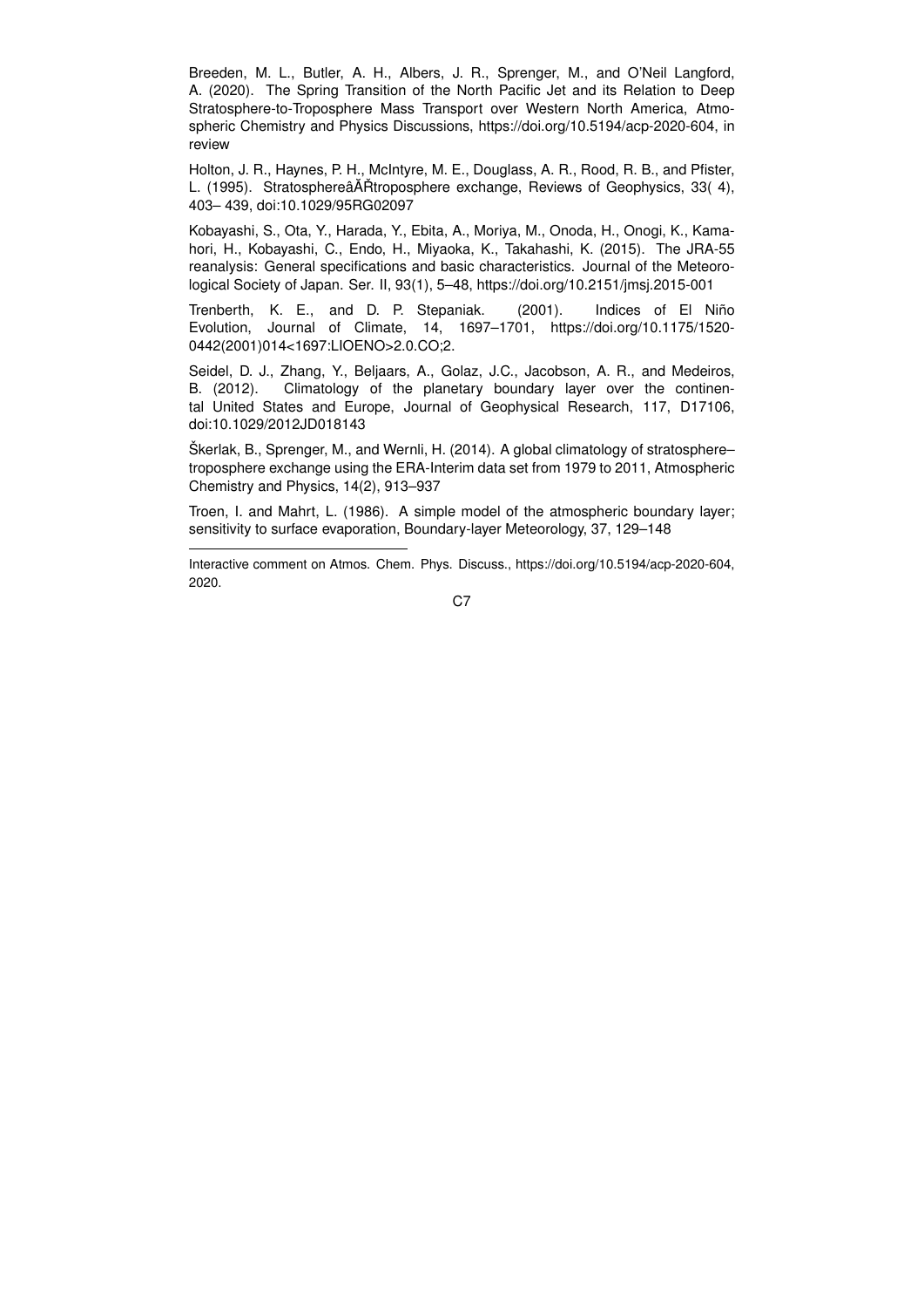Breeden, M. L., Butler, A. H., Albers, J. R., Sprenger, M., and O'Neil Langford, A. (2020). The Spring Transition of the North Pacific Jet and its Relation to Deep Stratosphere-to-Troposphere Mass Transport over Western North America, Atmospheric Chemistry and Physics Discussions, https://doi.org/10.5194/acp-2020-604, in review

Holton, J. R., Haynes, P. H., McIntyre, M. E., Douglass, A. R., Rood, R. B., and Pfister, L. (1995). StratosphereâĂŘtroposphere exchange, Reviews of Geophysics, 33( 4), 403– 439, doi:10.1029/95RG02097

Kobayashi, S., Ota, Y., Harada, Y., Ebita, A., Moriya, M., Onoda, H., Onogi, K., Kamahori, H., Kobayashi, C., Endo, H., Miyaoka, K., Takahashi, K. (2015). The JRA-55 reanalysis: General specifications and basic characteristics. Journal of the Meteorological Society of Japan. Ser. II, 93(1), 5–48, https://doi.org/10.2151/jmsj.2015-001

Trenberth, K. E., and D. P. Stepaniak. (2001). Indices of El Niño Evolution, Journal of Climate, 14, 1697–1701, https://doi.org/10.1175/1520-0442(2001)014<1697:LIOENO>2.0.CO;2.

Seidel, D. J., Zhang, Y., Beljaars, A., Golaz, J.C., Jacobson, A. R., and Medeiros, B. (2012). Climatology of the planetary boundary layer over the continental United States and Europe, Journal of Geophysical Research, 117, D17106, doi:10.1029/2012JD018143

Škerlak, B., Sprenger, M., and Wernli, H. (2014). A global climatology of stratosphere–troposphere exchange using the ERA-Interim data set from 1979 to 2011, Atmospheric Chemistry and Physics, 14(2), 913–937

Troen, I. and Mahrt, L. (1986). A simple model of the atmospheric boundary layer; sensitivity to surface evaporation, Boundary-layer Meteorology, 37, 129–148

---

Interactive comment on Atmos. Chem. Phys. Discuss., https://doi.org/10.5194/acp-2020-604, 2020.